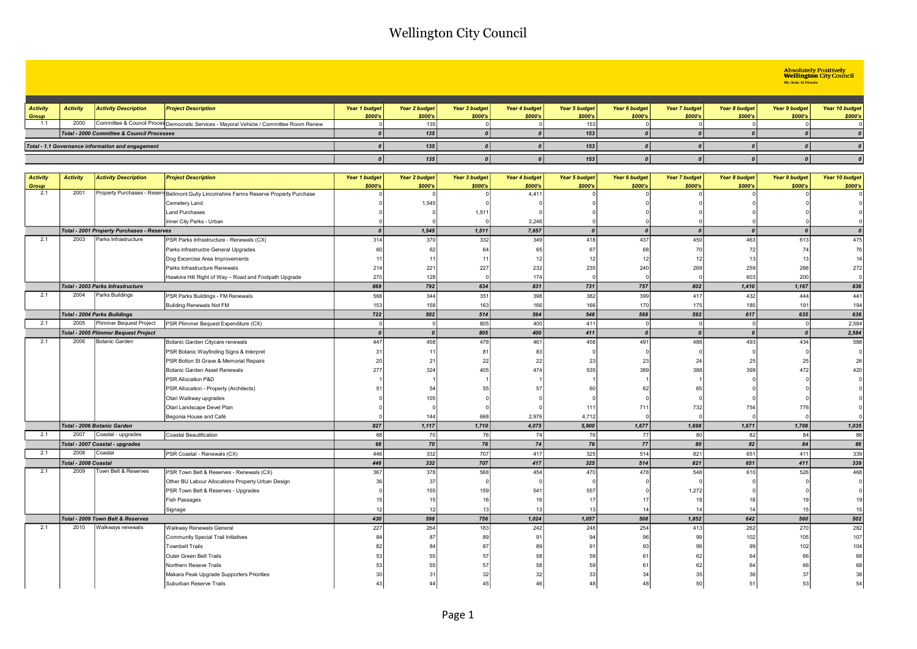# Wellington City Council

Absolutely Positively **Wellington** City Council
Me Heke Ki Pōneke

| Activity Group | Activity | Activity Description | Project Description | Year 1 budget $000's | Year 2 budget $000's | Year 3 budget $000's | Year 4 budget $000's | Year 5 budget $000's | Year 6 budget $000's | Year 7 budget $000's | Year 8 budget $000's | Year 9 budget $000's | Year 10 budget $000's |
|---|---|---|---|---|---|---|---|---|---|---|---|---|---|
| 1.1 | 2000 | Committee & Council Proces | Democratic Services - Mayoral Vehicle / Committee Room Renew | 0 | 135 | 0 | 0 | 153 | 0 | 0 | 0 | 0 | 0 |
| | *Total - 2000 Committee & Council Processes* | | | *0* | *135* | *0* | *0* | *153* | *0* | *0* | *0* | *0* | *0* |
| *Total - 1.1 Governance information and engagement* | | | | *0* | *135* | *0* | *0* | *153* | *0* | *0* | *0* | *0* | *0* |
| | | | | *0* | *135* | *0* | *0* | *153* | *0* | *0* | *0* | *0* | *0* |

| Activity Group | Activity | Activity Description | Project Description | Year 1 budget $000's | Year 2 budget $000's | Year 3 budget $000's | Year 4 budget $000's | Year 5 budget $000's | Year 6 budget $000's | Year 7 budget $000's | Year 8 budget $000's | Year 9 budget $000's | Year 10 budget $000's |
|---|---|---|---|---|---|---|---|---|---|---|---|---|---|
| 2.1 | 2001 | Property Purchases - Reserv | Bellmont Gully Lincolnshire Farms Reserve Property Purchase | 0 | 0 | 0 | 4,411 | 0 | 0 | 0 | 0 | 0 | 0 |
| | | | Cemetery Land | 0 | 1,545 | 0 | 0 | 0 | 0 | 0 | 0 | 0 | 0 |
| | | | Land Purchases | 0 | 0 | 1,511 | 0 | 0 | 0 | 0 | 0 | 0 | 0 |
| | | | Inner City Parks - Urban | 0 | 0 | 0 | 3,246 | 0 | 0 | 0 | 0 | 0 | 0 |
| | *Total - 2001 Property Purchases - Reserves* | | | *0* | *1,545* | *1,511* | *7,657* | *0* | *0* | *0* | *0* | *0* | *0* |
| 2.1 | 2003 | Parks Infrastructure | PSR Parks Infrastructure - Renewals (CX) | 314 | 370 | 332 | 349 | 418 | 437 | 450 | 463 | 613 | 475 |
| | | | Parks infrastructre General Upgrades | 60 | 62 | 64 | 65 | 67 | 68 | 70 | 72 | 74 | 76 |
| | | | Dog Excercise Area Improvements | 11 | 11 | 11 | 12 | 12 | 12 | 12 | 13 | 13 | 14 |
| | | | Parks Infrastructure Renewals | 214 | 221 | 227 | 232 | 235 | 240 | 269 | 259 | 266 | 272 |
| | | | Hawkins Hill Right of Way – Road and Footpath Upgrade | 270 | 128 | 0 | 174 | 0 | 0 | 0 | 603 | 200 | 0 |
| | *Total - 2003 Parks Infrastructure* | | | *869* | *792* | *634* | *831* | *731* | *757* | *802* | *1,410* | *1,167* | *836* |
| 2.1 | 2004 | Parks Buildings | PSR Parks Buildings - FM Renewals | 568 | 344 | 351 | 398 | 382 | 399 | 417 | 432 | 444 | 441 |
| | | | Building Renewals Not FM | 153 | 158 | 163 | 166 | 166 | 170 | 175 | 185 | 191 | 194 |
| | *Total - 2004 Parks Buildings* | | | *722* | *502* | *514* | *564* | *548* | *568* | *592* | *617* | *635* | *636* |
| 2.1 | 2005 | Plimmer Bequest Project | PSR Plimmer Bequest Expenditure (CX) | 0 | 0 | 805 | 400 | 411 | 0 | 0 | 0 | 0 | 2,584 |
| | *Total - 2005 Plimmer Bequest Project* | | | *0* | *0* | *805* | *400* | *411* | *0* | *0* | *0* | *0* | *2,584* |
| 2.1 | 2006 | Botanic Garden | Botanic Garden Citycare renewals | 447 | 458 | 478 | 461 | 458 | 491 | 488 | 493 | 434 | 588 |
| | | | PSR Botanic Wayfinding Signs & Interpret | 31 | 11 | 81 | 83 | 0 | 0 | 0 | 0 | 0 | 0 |
| | | | PSR Bolton St Grave & Memorial Repairs | 20 | 21 | 22 | 22 | 23 | 23 | 24 | 25 | 25 | 26 |
| | | | Botanic Garden Asset Renewals | 277 | 324 | 405 | 474 | 535 | 389 | 388 | 399 | 472 | 420 |
| | | | PSR Allocation P&D | 1 | 1 | 1 | 1 | 1 | 1 | 1 | 0 | 0 | 0 |
| | | | PSR Allocation - Property (Architects) | 51 | 54 | 55 | 57 | 60 | 62 | 65 | 0 | 0 | 0 |
| | | | Otari Walkway upgrades | 0 | 105 | 0 | 0 | 0 | 0 | 0 | 0 | 0 | 0 |
| | | | Otari Landscape Devel Plan | 0 | 0 | 0 | 0 | 111 | 711 | 732 | 754 | 776 | 0 |
| | | | Begonia House and Café | 0 | 144 | 668 | 2,976 | 4,712 | 0 | 0 | 0 | 0 | 0 |
| | *Total - 2006 Botanic Garden* | | | *827* | *1,117* | *1,710* | *4,075* | *5,900* | *1,677* | *1,698* | *1,671* | *1,708* | *1,035* |
| 2.1 | 2007 | Coastal - upgrades | Coastal Beautification | 68 | 70 | 76 | 74 | 76 | 77 | 80 | 82 | 84 | 86 |
| | *Total - 2007 Coastal - upgrades* | | | *68* | *70* | *76* | *74* | *76* | *77* | *80* | *82* | *84* | *86* |
| 2.1 | 2008 | Coastal | PSR Coastal - Renewals (CX) | 446 | 332 | 707 | 417 | 325 | 514 | 821 | 651 | 411 | 339 |
| | *Total - 2008 Coastal* | | | *446* | *332* | *707* | *417* | *325* | *514* | *821* | *651* | *411* | *339* |
| 2.1 | 2009 | Town Belt & Reserves | PSR Town Belt & Reserves - Renewals (CX) | 367 | 378 | 568 | 454 | 470 | 478 | 548 | 610 | 526 | 468 |
| | | | Other BU Labour Allocations Property Urban Design | 36 | 37 | 0 | 0 | 0 | 0 | 0 | 0 | 0 | 0 |
| | | | PSR Town Belt & Reserves - Upgrades | 0 | 155 | 159 | 541 | 557 | 0 | 1,272 | 0 | 0 | 0 |
| | | | Fish Passages | 15 | 15 | 16 | 16 | 17 | 17 | 18 | 18 | 19 | 19 |
| | | | Signage | 12 | 12 | 13 | 13 | 13 | 14 | 14 | 14 | 15 | 15 |
| | *Total - 2009 Town Belt & Reserves* | | | *430* | *598* | *756* | *1,024* | *1,057* | *508* | *1,852* | *642* | *560* | *502* |
| 2.1 | 2010 | Walkways renewals | Walkway Renewals General | 227 | 264 | 183 | 242 | 248 | 254 | 413 | 262 | 270 | 282 |
| | | | Community Special Trail Initiatives | 84 | 87 | 89 | 91 | 94 | 96 | 99 | 102 | 105 | 107 |
| | | | Townbelt Trails | 82 | 84 | 87 | 89 | 91 | 93 | 96 | 99 | 102 | 104 |
| | | | Outer Green Belt Trails | 53 | 55 | 57 | 58 | 59 | 61 | 62 | 64 | 66 | 68 |
| | | | Northern Reseve Trails | 53 | 55 | 57 | 58 | 59 | 61 | 62 | 64 | 66 | 68 |
| | | | Makara Peak Upgrade Supporters Priorities | 30 | 31 | 32 | 32 | 33 | 34 | 35 | 36 | 37 | 38 |
| | | | Suburban Reserve Trails | 43 | 44 | 45 | 46 | 48 | 48 | 50 | 51 | 53 | 54 |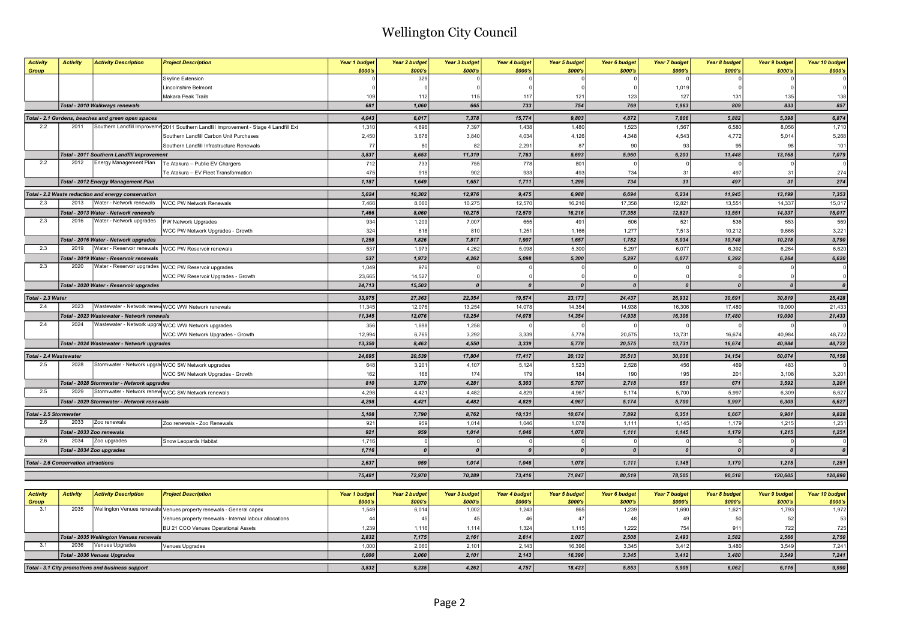# Wellington City Council

| Activity Group | Activity | Activity Description | Project Description | Year 1 budget $000's | Year 2 budget $000's | Year 3 budget $000's | Year 4 budget $000's | Year 5 budget $000's | Year 6 budget $000's | Year 7 budget $000's | Year 8 budget $000's | Year 9 budget $000's | Year 10 budget $000's |
|---|---|---|---|---|---|---|---|---|---|---|---|---|---|
| | | | Skyline Extension | 0 | 329 | 0 | 0 | 0 | 0 | 0 | 0 | 0 | 0 |
| | | | Lincolnshire Belmont | 0 | 0 | 0 | 0 | 0 | 0 | 1,019 | 0 | 0 | 0 |
| | | | Makara Peak Trails | 109 | 112 | 115 | 117 | 121 | 123 | 127 | 131 | 135 | 138 |
| | *Total - 2010 Walkways renewals* | | | *681* | *1,060* | *665* | *733* | *754* | *769* | *1,963* | *809* | *833* | *857* |
| *Total - 2.1 Gardens, beaches and green open spaces* | | | | *4,043* | *6,017* | *7,378* | *15,774* | *9,803* | *4,872* | *7,806* | *5,882* | *5,398* | *6,874* |
| 2.2 | 2011 | Southern Landfill Improveme | 2011 Southern Landfill Improvement - Stage 4 Landfill Ext | 1,310 | 4,896 | 7,397 | 1,438 | 1,480 | 1,523 | 1,567 | 6,580 | 8,056 | 1,710 |
| | | | Southern Landfill Carbon Unit Purchases | 2,450 | 3,678 | 3,840 | 4,034 | 4,126 | 4,348 | 4,543 | 4,772 | 5,014 | 5,268 |
| | | | Southern Landfill Infrastructure Renewals | 77 | 80 | 82 | 2,291 | 87 | 90 | 93 | 95 | 98 | 101 |
| | *Total - 2011 Southern Landfill Improvement* | | | *3,837* | *8,653* | *11,319* | *7,763* | *5,693* | *5,960* | *6,203* | *11,448* | *13,168* | *7,079* |
| 2.2 | 2012 | Energy Management Plan | Te Atakura – Public EV Chargers | 712 | 733 | 755 | 778 | 801 | 0 | 0 | 0 | 0 | 0 |
| | | | Te Atakura – EV Fleet Transformation | 475 | 915 | 902 | 933 | 493 | 734 | 31 | 497 | 31 | 274 |
| | *Total - 2012 Energy Management Plan* | | | *1,187* | *1,649* | *1,657* | *1,711* | *1,295* | *734* | *31* | *497* | *31* | *274* |
| *Total - 2.2 Waste reduction and energy conservation* | | | | *5,024* | *10,302* | *12,976* | *9,475* | *6,988* | *6,694* | *6,234* | *11,945* | *13,199* | *7,353* |
| 2.3 | 2013 | Water - Network renewals | WCC PW Network Renewals | 7,466 | 8,060 | 10,275 | 12,570 | 16,216 | 17,358 | 12,821 | 13,551 | 14,337 | 15,017 |
| | *Total - 2013 Water - Network renewals* | | | *7,466* | *8,060* | *10,275* | *12,570* | *16,216* | *17,358* | *12,821* | *13,551* | *14,337* | *15,017* |
| 2.3 | 2016 | Water - Network upgrades | PW Network Upgrades | 934 | 1,209 | 7,007 | 655 | 491 | 506 | 521 | 536 | 553 | 569 |
| | | | WCC PW Network Upgrades - Growth | 324 | 618 | 810 | 1,251 | 1,166 | 1,277 | 7,513 | 10,212 | 9,666 | 3,221 |
| | *Total - 2016 Water - Network upgrades* | | | *1,258* | *1,826* | *7,817* | *1,907* | *1,657* | *1,782* | *8,034* | *10,748* | *10,218* | *3,790* |
| 2.3 | 2019 | Water - Reservoir renewals | WCC PW Reservoir renewals | 537 | 1,973 | 4,262 | 5,098 | 5,300 | 5,297 | 6,077 | 6,392 | 6,264 | 6,620 |
| | *Total - 2019 Water - Reservoir renewals* | | | *537* | *1,973* | *4,262* | *5,098* | *5,300* | *5,297* | *6,077* | *6,392* | *6,264* | *6,620* |
| 2.3 | 2020 | Water - Reservoir upgrades | WCC PW Reservoir upgrades | 1,049 | 976 | 0 | 0 | 0 | 0 | 0 | 0 | 0 | 0 |
| | | | WCC PW Reservoir Upgrades - Growth | 23,665 | 14,527 | 0 | 0 | 0 | 0 | 0 | 0 | 0 | 0 |
| | *Total - 2020 Water - Reservoir upgrades* | | | *24,713* | *15,503* | *0* | *0* | *0* | *0* | *0* | *0* | *0* | *0* |
| *Total - 2.3 Water* | | | | *33,975* | *27,363* | *22,354* | *19,574* | *23,173* | *24,437* | *26,932* | *30,691* | *30,819* | *25,428* |
| 2.4 | 2023 | Wastewater - Network renew | WCC WW Network renewals | 11,345 | 12,076 | 13,254 | 14,078 | 14,354 | 14,938 | 16,306 | 17,480 | 19,090 | 21,433 |
| | *Total - 2023 Wastewater - Network renewals* | | | *11,345* | *12,076* | *13,254* | *14,078* | *14,354* | *14,938* | *16,306* | *17,480* | *19,090* | *21,433* |
| 2.4 | 2024 | Wastewater - Network upgra | WCC WW Network upgrades | 356 | 1,698 | 1,258 | 0 | 0 | 0 | 0 | 0 | 0 | 0 |
| | | | WCC WW Network Upgrades - Growth | 12,994 | 6,765 | 3,292 | 3,339 | 5,778 | 20,575 | 13,731 | 16,674 | 40,984 | 48,722 |
| | *Total - 2024 Wastewater - Network upgrades* | | | *13,350* | *8,463* | *4,550* | *3,339* | *5,778* | *20,575* | *13,731* | *16,674* | *40,984* | *48,722* |
| *Total - 2.4 Wastewater* | | | | *24,695* | *20,539* | *17,804* | *17,417* | *20,132* | *35,513* | *30,036* | *34,154* | *60,074* | *70,156* |
| 2.5 | 2028 | Stormwater - Network upgra | WCC SW Network upgrades | 648 | 3,201 | 4,107 | 5,124 | 5,523 | 2,528 | 456 | 469 | 483 | 0 |
| | | | WCC SW Network Upgrades - Growth | 162 | 168 | 174 | 179 | 184 | 190 | 195 | 201 | 3,108 | 3,201 |
| | *Total - 2028 Stormwater - Network upgrades* | | | *810* | *3,370* | *4,281* | *5,303* | *5,707* | *2,718* | *651* | *671* | *3,592* | *3,201* |
| 2.5 | 2029 | Stormwater - Network renew | WCC SW Network renewals | 4,298 | 4,421 | 4,482 | 4,829 | 4,967 | 5,174 | 5,700 | 5,997 | 6,309 | 6,627 |
| | *Total - 2029 Stormwater - Network renewals* | | | *4,298* | *4,421* | *4,482* | *4,829* | *4,967* | *5,174* | *5,700* | *5,997* | *6,309* | *6,627* |
| *Total - 2.5 Stormwater* | | | | *5,108* | *7,790* | *8,762* | *10,131* | *10,674* | *7,892* | *6,351* | *6,667* | *9,901* | *9,828* |
| 2.6 | 2033 | Zoo renewals | Zoo renewals - Zoo Renewals | 921 | 959 | 1,014 | 1,046 | 1,078 | 1,111 | 1,145 | 1,179 | 1,215 | 1,251 |
| | *Total - 2033 Zoo renewals* | | | *921* | *959* | *1,014* | *1,046* | *1,078* | *1,111* | *1,145* | *1,179* | *1,215* | *1,251* |
| 2.6 | 2034 | Zoo upgrades | Snow Leopards Habitat | 1,716 | 0 | 0 | 0 | 0 | 0 | 0 | 0 | 0 | 0 |
| | *Total - 2034 Zoo upgrades* | | | *1,716* | *0* | *0* | *0* | *0* | *0* | *0* | *0* | *0* | *0* |
| *Total - 2.6 Conservation attractions* | | | | *2,637* | *959* | *1,014* | *1,046* | *1,078* | *1,111* | *1,145* | *1,179* | *1,215* | *1,251* |
| | | | | *75,481* | *72,970* | *70,289* | *73,416* | *71,847* | *80,519* | *78,505* | *90,518* | *120,605* | *120,890* |

| Activity Group | Activity | Activity Description | Project Description | Year 1 budget $000's | Year 2 budget $000's | Year 3 budget $000's | Year 4 budget $000's | Year 5 budget $000's | Year 6 budget $000's | Year 7 budget $000's | Year 8 budget $000's | Year 9 budget $000's | Year 10 budget $000's |
|---|---|---|---|---|---|---|---|---|---|---|---|---|---|
| 3.1 | 2035 | Wellington Venues renewals | Venues property renewals - General capex | 1,549 | 6,014 | 1,002 | 1,243 | 865 | 1,239 | 1,690 | 1,621 | 1,793 | 1,972 |
| | | | Venues property renewals - Internal labour allocations | 44 | 45 | 45 | 46 | 47 | 48 | 49 | 50 | 52 | 53 |
| | | | BU 21 CCO Venues Operational Assets | 1,239 | 1,116 | 1,114 | 1,324 | 1,115 | 1,222 | 754 | 911 | 722 | 725 |
| | *Total - 2035 Wellington Venues renewals* | | | *2,832* | *7,175* | *2,161* | *2,614* | *2,027* | *2,508* | *2,493* | *2,582* | *2,566* | *2,750* |
| 3.1 | 2036 | Venues Upgrades | Venues Upgrades | 1,000 | 2,060 | 2,101 | 2,143 | 16,396 | 3,345 | 3,412 | 3,480 | 3,549 | 7,241 |
| | *Total - 2036 Venues Upgrades* | | | *1,000* | *2,060* | *2,101* | *2,143* | *16,396* | *3,345* | *3,412* | *3,480* | *3,549* | *7,241* |
| *Total - 3.1 City promotions and business support* | | | | *3,832* | *9,235* | *4,262* | *4,757* | *18,423* | *5,853* | *5,905* | *6,062* | *6,116* | *9,990* |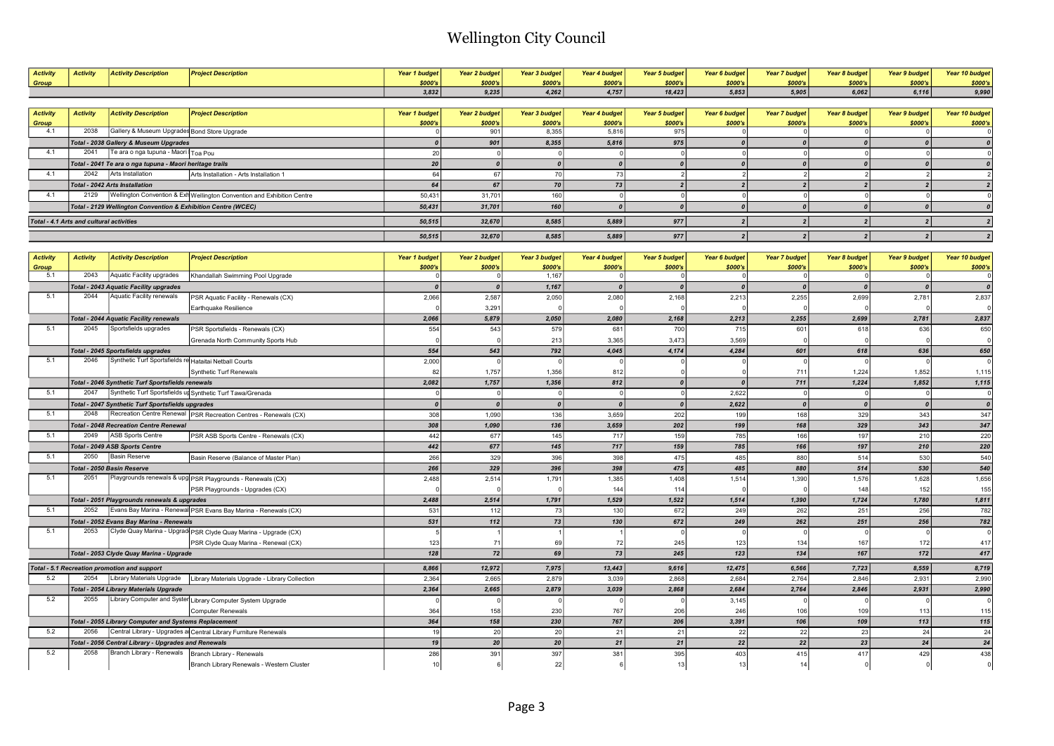# Wellington City Council

| Activity Group | Activity | Activity Description | Project Description | Year 1 budget $000's | Year 2 budget $000's | Year 3 budget $000's | Year 4 budget $000's | Year 5 budget $000's | Year 6 budget $000's | Year 7 budget $000's | Year 8 budget $000's | Year 9 budget $000's | Year 10 budget $000's |
|---|---|---|---|---|---|---|---|---|---|---|---|---|---|
| | | | | 3,832 | 9,235 | 4,262 | 4,757 | 18,423 | 5,853 | 5,905 | 6,062 | 6,116 | 9,990 |

| Activity Group | Activity | Activity Description | Project Description | Year 1 budget $000's | Year 2 budget $000's | Year 3 budget $000's | Year 4 budget $000's | Year 5 budget $000's | Year 6 budget $000's | Year 7 budget $000's | Year 8 budget $000's | Year 9 budget $000's | Year 10 budget $000's |
|---|---|---|---|---|---|---|---|---|---|---|---|---|---|
| 4.1 | 2038 | Gallery & Museum Upgrades | Bond Store Upgrade | 0 | 901 | 8,355 | 5,816 | 975 | 0 | 0 | 0 | 0 | 0 |
| | *Total - 2038 Gallery & Museum Upgrades* | | | *0* | *901* | *8,355* | *5,816* | *975* | *0* | *0* | *0* | *0* | *0* |
| 4.1 | 2041 | Te ara o nga tupuna - Maori | Toa Pou | 20 | 0 | 0 | 0 | 0 | 0 | 0 | 0 | 0 | 0 |
| | *Total - 2041 Te ara o nga tupuna - Maori heritage trails* | | | *20* | *0* | *0* | *0* | *0* | *0* | *0* | *0* | *0* | *0* |
| 4.1 | 2042 | Arts Installation | Arts Installation - Arts Installation 1 | 64 | 67 | 70 | 73 | 2 | 2 | 2 | 2 | 2 | 2 |
| | *Total - 2042 Arts Installation* | | | *64* | *67* | *70* | *73* | *2* | *2* | *2* | *2* | *2* | *2* |
| 4.1 | 2129 | Wellington Convention & Exh | Wellington Convention and Exhibition Centre | 50,431 | 31,701 | 160 | 0 | 0 | 0 | 0 | 0 | 0 | 0 |
| | *Total - 2129 Wellington Convention & Exhibition Centre (WCEC)* | | | *50,431* | *31,701* | *160* | *0* | *0* | *0* | *0* | *0* | *0* | *0* |
| *Total - 4.1 Arts and cultural activities* | | | | *50,515* | *32,670* | *8,585* | *5,889* | *977* | *2* | *2* | *2* | *2* | *2* |
| | | | | *50,515* | *32,670* | *8,585* | *5,889* | *977* | *2* | *2* | *2* | *2* | *2* |

| Activity Group | Activity | Activity Description | Project Description | Year 1 budget $000's | Year 2 budget $000's | Year 3 budget $000's | Year 4 budget $000's | Year 5 budget $000's | Year 6 budget $000's | Year 7 budget $000's | Year 8 budget $000's | Year 9 budget $000's | Year 10 budget $000's |
|---|---|---|---|---|---|---|---|---|---|---|---|---|---|
| 5.1 | 2043 | Aquatic Facility upgrades | Khandallah Swimming Pool Upgrade | 0 | 0 | 1,167 | 0 | 0 | 0 | 0 | 0 | 0 | 0 |
| | *Total - 2043 Aquatic Facility upgrades* | | | *0* | *0* | *1,167* | *0* | *0* | *0* | *0* | *0* | *0* | *0* |
| 5.1 | 2044 | Aquatic Facility renewals | PSR Aquatic Facility - Renewals (CX) | 2,066 | 2,587 | 2,050 | 2,080 | 2,168 | 2,213 | 2,255 | 2,699 | 2,781 | 2,837 |
| | | | Earthquake Resilience | 0 | 3,291 | 0 | 0 | 0 | 0 | 0 | 0 | 0 | 0 |
| | *Total - 2044 Aquatic Facility renewals* | | | *2,066* | *5,879* | *2,050* | *2,080* | *2,168* | *2,213* | *2,255* | *2,699* | *2,781* | *2,837* |
| 5.1 | 2045 | Sportsfields upgrades | PSR Sportsfields - Renewals (CX) | 554 | 543 | 579 | 681 | 700 | 715 | 601 | 618 | 636 | 650 |
| | | | Grenada North Community Sports Hub | 0 | 0 | 213 | 3,365 | 3,473 | 3,569 | 0 | 0 | 0 | 0 |
| | *Total - 2045 Sportsfields upgrades* | | | *554* | *543* | *792* | *4,045* | *4,174* | *4,284* | *601* | *618* | *636* | *650* |
| 5.1 | 2046 | Synthetic Turf Sportsfields re | Hataitai Netball Courts | 2,000 | 0 | 0 | 0 | 0 | 0 | 0 | 0 | 0 | 0 |
| | | | Synthetic Turf Renewals | 82 | 1,757 | 1,356 | 812 | 0 | 0 | 711 | 1,224 | 1,852 | 1,115 |
| | *Total - 2046 Synthetic Turf Sportsfields renewals* | | | *2,082* | *1,757* | *1,356* | *812* | *0* | *0* | *711* | *1,224* | *1,852* | *1,115* |
| 5.1 | 2047 | Synthetic Turf Sportsfields up | Synthetic Turf Tawa/Grenada | 0 | 0 | 0 | 0 | 0 | 2,622 | 0 | 0 | 0 | 0 |
| | *Total - 2047 Synthetic Turf Sportsfields upgrades* | | | *0* | *0* | *0* | *0* | *0* | *2,622* | *0* | *0* | *0* | *0* |
| 5.1 | 2048 | Recreation Centre Renewal | PSR Recreation Centres - Renewals (CX) | 308 | 1,090 | 136 | 3,659 | 202 | 199 | 168 | 329 | 343 | 347 |
| | *Total - 2048 Recreation Centre Renewal* | | | *308* | *1,090* | *136* | *3,659* | *202* | *199* | *168* | *329* | *343* | *347* |
| 5.1 | 2049 | ASB Sports Centre | PSR ASB Sports Centre - Renewals (CX) | 442 | 677 | 145 | 717 | 159 | 785 | 166 | 197 | 210 | 220 |
| | *Total - 2049 ASB Sports Centre* | | | *442* | *677* | *145* | *717* | *159* | *785* | *166* | *197* | *210* | *220* |
| 5.1 | 2050 | Basin Reserve | Basin Reserve (Balance of Master Plan) | 266 | 329 | 396 | 398 | 475 | 485 | 880 | 514 | 530 | 540 |
| | *Total - 2050 Basin Reserve* | | | *266* | *329* | *396* | *398* | *475* | *485* | *880* | *514* | *530* | *540* |
| 5.1 | 2051 | Playgrounds renewals & upg | PSR Playgrounds - Renewals (CX) | 2,488 | 2,514 | 1,791 | 1,385 | 1,408 | 1,514 | 1,390 | 1,576 | 1,628 | 1,656 |
| | | | PSR Playgrounds - Upgrades (CX) | 0 | 0 | 0 | 144 | 114 | 0 | 0 | 148 | 152 | 155 |
| | *Total - 2051 Playgrounds renewals & upgrades* | | | *2,488* | *2,514* | *1,791* | *1,529* | *1,522* | *1,514* | *1,390* | *1,724* | *1,780* | *1,811* |
| 5.1 | 2052 | Evans Bay Marina - Renewal | PSR Evans Bay Marina - Renewals (CX) | 531 | 112 | 73 | 130 | 672 | 249 | 262 | 251 | 256 | 782 |
| | *Total - 2052 Evans Bay Marina - Renewals* | | | *531* | *112* | *73* | *130* | *672* | *249* | *262* | *251* | *256* | *782* |
| 5.1 | 2053 | Clyde Quay Marina - Upgrad | PSR Clyde Quay Marina - Upgrade (CX) | 5 | 1 | 1 | 1 | 0 | 0 | 0 | 0 | 0 | 0 |
| | | | PSR Clyde Quay Marina - Renewal (CX) | 123 | 71 | 69 | 72 | 245 | 123 | 134 | 167 | 172 | 417 |
| | *Total - 2053 Clyde Quay Marina - Upgrade* | | | *128* | *72* | *69* | *73* | *245* | *123* | *134* | *167* | *172* | *417* |
| *Total - 5.1 Recreation promotion and support* | | | | *8,866* | *12,972* | *7,975* | *13,443* | *9,616* | *12,475* | *6,566* | *7,723* | *8,559* | *8,719* |
| 5.2 | 2054 | Library Materials Upgrade | Library Materials Upgrade - Library Collection | 2,364 | 2,665 | 2,879 | 3,039 | 2,868 | 2,684 | 2,764 | 2,846 | 2,931 | 2,990 |
| | *Total - 2054 Library Materials Upgrade* | | | *2,364* | *2,665* | *2,879* | *3,039* | *2,868* | *2,684* | *2,764* | *2,846* | *2,931* | *2,990* |
| 5.2 | 2055 | Library Computer and Syster | Library Computer System Upgrade | 0 | 0 | 0 | 0 | 0 | 3,145 | 0 | 0 | 0 | 0 |
| | | | Computer Renewals | 364 | 158 | 230 | 767 | 206 | 246 | 106 | 109 | 113 | 115 |
| | *Total - 2055 Library Computer and Systems Replacement* | | | *364* | *158* | *230* | *767* | *206* | *3,391* | *106* | *109* | *113* | *115* |
| 5.2 | 2056 | Central Library - Upgrades a | Central Library Furniture Renewals | 19 | 20 | 20 | 21 | 21 | 22 | 22 | 23 | 24 | 24 |
| | *Total - 2056 Central Library - Upgrades and Renewals* | | | *19* | *20* | *20* | *21* | *21* | *22* | *22* | *23* | *24* | *24* |
| 5.2 | 2058 | Branch Library - Renewals | Branch Library - Renewals | 286 | 391 | 397 | 381 | 395 | 403 | 415 | 417 | 429 | 438 |
| | | | Branch Library Renewals - Western Cluster | 10 | 6 | 22 | 6 | 13 | 13 | 14 | 0 | 0 | 0 |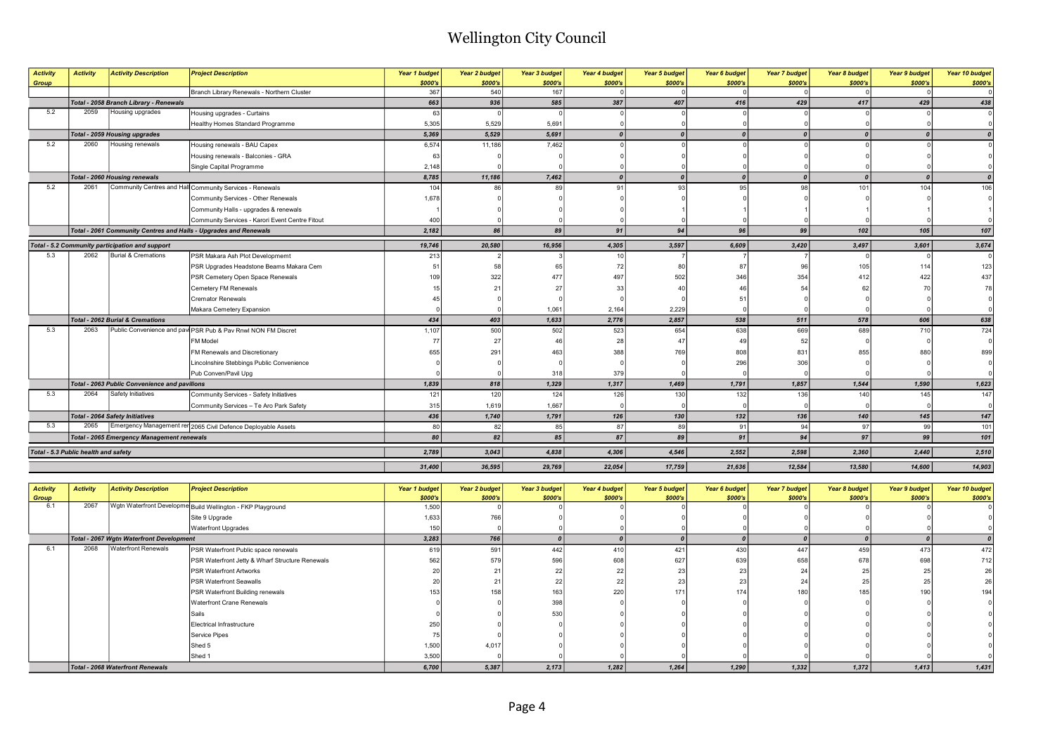# Wellington City Council

| Activity Group | Activity | Activity Description | Project Description | Year 1 budget $000's | Year 2 budget $000's | Year 3 budget $000's | Year 4 budget $000's | Year 5 budget $000's | Year 6 budget $000's | Year 7 budget $000's | Year 8 budget $000's | Year 9 budget $000's | Year 10 budget $000's |
|---|---|---|---|---|---|---|---|---|---|---|---|---|---|
| | | | Branch Library Renewals - Northern Cluster | 367 | 540 | 167 | 0 | 0 | 0 | 0 | 0 | 0 | 0 |
| | *Total - 2058 Branch Library - Renewals* | | | *663* | *936* | *585* | *387* | *407* | *416* | *429* | *417* | *429* | *438* |
| 5.2 | 2059 | Housing upgrades | Housing upgrades - Curtains | 63 | 0 | 0 | 0 | 0 | 0 | 0 | 0 | 0 | 0 |
| | | | Healthy Homes Standard Programme | 5,305 | 5,529 | 5,691 | 0 | 0 | 0 | 0 | 0 | 0 | 0 |
| | *Total - 2059 Housing upgrades* | | | *5,369* | *5,529* | *5,691* | *0* | *0* | *0* | *0* | *0* | *0* | *0* |
| 5.2 | 2060 | Housing renewals | Housing renewals - BAU Capex | 6,574 | 11,186 | 7,462 | 0 | 0 | 0 | 0 | 0 | 0 | 0 |
| | | | Housing renewals - Balconies - GRA | 63 | 0 | 0 | 0 | 0 | 0 | 0 | 0 | 0 | 0 |
| | | | Single Capital Programme | 2,148 | 0 | 0 | 0 | 0 | 0 | 0 | 0 | 0 | 0 |
| | *Total - 2060 Housing renewals* | | | *8,785* | *11,186* | *7,462* | *0* | *0* | *0* | *0* | *0* | *0* | *0* |
| 5.2 | 2061 | Community Centres and Hall | Community Services - Renewals | 104 | 86 | 89 | 91 | 93 | 95 | 98 | 101 | 104 | 106 |
| | | | Community Services - Other Renewals | 1,678 | 0 | 0 | 0 | 0 | 0 | 0 | 0 | 0 | 0 |
| | | | Community Halls - upgrades & renewals | 1 | 0 | 0 | 0 | 1 | 1 | 1 | 1 | 1 | 1 |
| | | | Community Services - Karori Event Centre Fitout | 400 | 0 | 0 | 0 | 0 | 0 | 0 | 0 | 0 | 0 |
| | *Total - 2061 Community Centres and Halls - Upgrades and Renewals* | | | *2,182* | *86* | *89* | *91* | *94* | *96* | *99* | *102* | *105* | *107* |
| *Total - 5.2 Community participation and support* | | | | *19,746* | *20,580* | *16,956* | *4,305* | *3,597* | *6,609* | *3,420* | *3,497* | *3,601* | *3,674* |
| 5.3 | 2062 | Burial & Cremations | PSR Makara Ash Plot Developmemt | 213 | 2 | 3 | 10 | 7 | 7 | 7 | 7 | 0 | 0 |
| | | | PSR Upgrades Headstone Beams Makara Cem | 51 | 58 | 65 | 72 | 80 | 87 | 96 | 105 | 114 | 123 |
| | | | PSR Cemetery Open Space Renewals | 109 | 322 | 477 | 497 | 502 | 346 | 354 | 412 | 422 | 437 |
| | | | Cemetery FM Renewals | 15 | 21 | 27 | 33 | 40 | 46 | 54 | 62 | 70 | 78 |
| | | | Cremator Renewals | 45 | 0 | 0 | 0 | 0 | 51 | 0 | 0 | 0 | 0 |
| | | | Makara Cemetery Expansion | 0 | 0 | 1,061 | 2,164 | 2,229 | 0 | 0 | 0 | 0 | 0 |
| | *Total - 2062 Burial & Cremations* | | | *434* | *403* | *1,633* | *2,776* | *2,857* | *538* | *511* | *578* | *606* | *638* |
| 5.3 | 2063 | Public Convenience and pav | PSR Pub & Pav Rnwl NON FM Discret | 1,107 | 500 | 502 | 523 | 654 | 638 | 669 | 689 | 710 | 724 |
| | | | FM Model | 77 | 27 | 46 | 28 | 47 | 49 | 52 | 0 | 0 | 0 |
| | | | FM Renewals and Discretionary | 655 | 291 | 463 | 388 | 769 | 808 | 831 | 855 | 880 | 899 |
| | | | Lincolnshire Stebbings Public Convenience | 0 | 0 | 0 | 0 | 0 | 296 | 306 | 0 | 0 | 0 |
| | | | Pub Conven/Pavil Upg | 0 | 0 | 318 | 379 | 0 | 0 | 0 | 0 | 0 | 0 |
| | *Total - 2063 Public Convenience and pavilions* | | | *1,839* | *818* | *1,329* | *1,317* | *1,469* | *1,791* | *1,857* | *1,544* | *1,590* | *1,623* |
| 5.3 | 2064 | Safety Initiatives | Community Services - Safety Initiatives | 121 | 120 | 124 | 126 | 130 | 132 | 136 | 140 | 145 | 147 |
| | | | Community Services – Te Aro Park Safety | 315 | 1,619 | 1,667 | 0 | 0 | 0 | 0 | 0 | 0 | 0 |
| | *Total - 2064 Safety Initiatives* | | | *436* | *1,740* | *1,791* | *126* | *130* | *132* | *136* | *140* | *145* | *147* |
| 5.3 | 2065 | Emergency Management ren | 2065 Civil Defence Deployable Assets | 80 | 82 | 85 | 87 | 89 | 91 | 94 | 97 | 99 | 101 |
| | *Total - 2065 Emergency Management renewals* | | | *80* | *82* | *85* | *87* | *89* | *91* | *94* | *97* | *99* | *101* |
| *Total - 5.3 Public health and safety* | | | | *2,789* | *3,043* | *4,838* | *4,306* | *4,546* | *2,552* | *2,598* | *2,360* | *2,440* | *2,510* |
| | | | | *31,400* | *36,595* | *29,769* | *22,054* | *17,759* | *21,636* | *12,584* | *13,580* | *14,600* | *14,903* |

| Activity Group | Activity | Activity Description | Project Description | Year 1 budget $000's | Year 2 budget $000's | Year 3 budget $000's | Year 4 budget $000's | Year 5 budget $000's | Year 6 budget $000's | Year 7 budget $000's | Year 8 budget $000's | Year 9 budget $000's | Year 10 budget $000's |
|---|---|---|---|---|---|---|---|---|---|---|---|---|---|
| 6.1 | 2067 | Wgtn Waterfront Developme | Build Wellington - FKP Playground | 1,500 | 0 | 0 | 0 | 0 | 0 | 0 | 0 | 0 | 0 |
| | | | Site 9 Upgrade | 1,633 | 766 | 0 | 0 | 0 | 0 | 0 | 0 | 0 | 0 |
| | | | Waterfront Upgrades | 150 | 0 | 0 | 0 | 0 | 0 | 0 | 0 | 0 | 0 |
| | *Total - 2067 Wgtn Waterfront Development* | | | *3,283* | *766* | *0* | *0* | *0* | *0* | *0* | *0* | *0* | *0* |
| 6.1 | 2068 | Waterfront Renewals | PSR Waterfront Public space renewals | 619 | 591 | 442 | 410 | 421 | 430 | 447 | 459 | 473 | 472 |
| | | | PSR Waterfront Jetty & Wharf Structure Renewals | 562 | 579 | 596 | 608 | 627 | 639 | 658 | 678 | 698 | 712 |
| | | | PSR Waterfront Artworks | 20 | 21 | 22 | 22 | 23 | 23 | 24 | 25 | 25 | 26 |
| | | | PSR Waterfront Seawalls | 20 | 21 | 22 | 22 | 23 | 23 | 24 | 25 | 25 | 26 |
| | | | PSR Waterfront Building renewals | 153 | 158 | 163 | 220 | 171 | 174 | 180 | 185 | 190 | 194 |
| | | | Waterfront Crane Renewals | 0 | 0 | 398 | 0 | 0 | 0 | 0 | 0 | 0 | 0 |
| | | | Sails | 0 | 0 | 530 | 0 | 0 | 0 | 0 | 0 | 0 | 0 |
| | | | Electrical Infrastructure | 250 | 0 | 0 | 0 | 0 | 0 | 0 | 0 | 0 | 0 |
| | | | Service Pipes | 75 | 0 | 0 | 0 | 0 | 0 | 0 | 0 | 0 | 0 |
| | | | Shed 5 | 1,500 | 4,017 | 0 | 0 | 0 | 0 | 0 | 0 | 0 | 0 |
| | | | Shed 1 | 3,500 | 0 | 0 | 0 | 0 | 0 | 0 | 0 | 0 | 0 |
| | *Total - 2068 Waterfront Renewals* | | | *6,700* | *5,387* | *2,173* | *1,282* | *1,264* | *1,290* | *1,332* | *1,372* | *1,413* | *1,431* |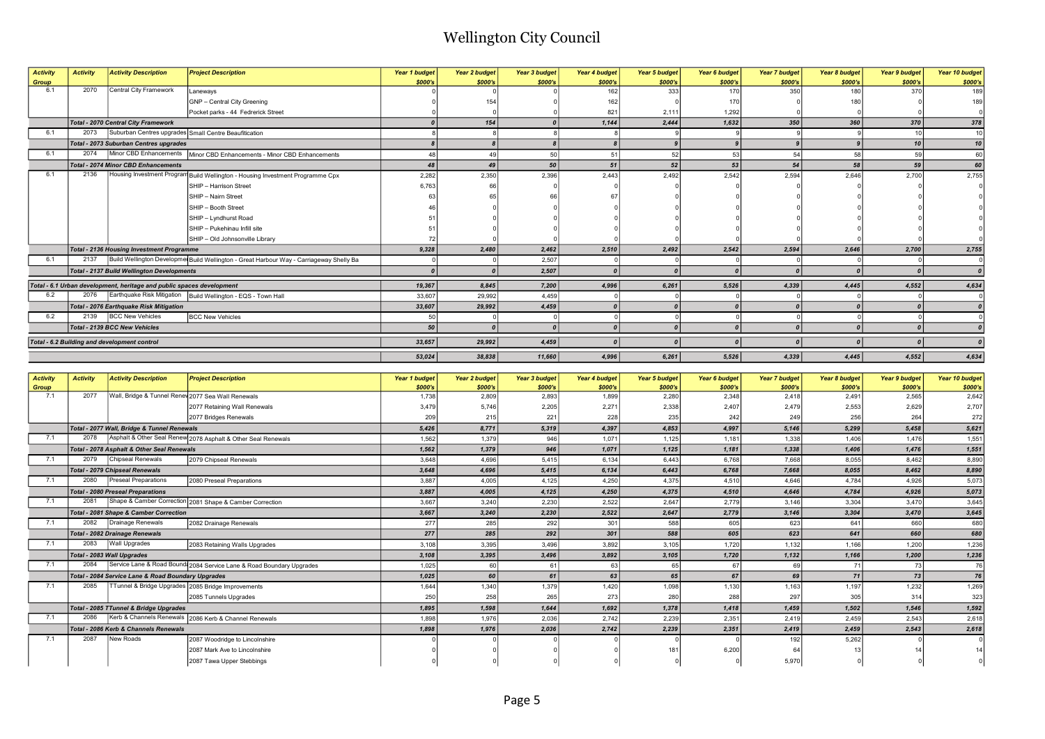# Wellington City Council

| Activity Group | Activity | Activity Description | Project Description | Year 1 budget $000's | Year 2 budget $000's | Year 3 budget $000's | Year 4 budget $000's | Year 5 budget $000's | Year 6 budget $000's | Year 7 budget $000's | Year 8 budget $000's | Year 9 budget $000's | Year 10 budget $000's |
|---|---|---|---|---|---|---|---|---|---|---|---|---|---|
| 6.1 | 2070 | Central City Framework | Laneways | 0 | 0 | 0 | 162 | 333 | 170 | 350 | 180 | 370 | 189 |
| | | | GNP – Central City Greening | 0 | 154 | 0 | 162 | 0 | 170 | 0 | 180 | 0 | 189 |
| | | | Pocket parks - 44 Fedrerick Street | 0 | 0 | 0 | 821 | 2,111 | 1,292 | 0 | 0 | 0 | 0 |
| | | *Total - 2070 Central City Framework* | | *0* | *154* | *0* | *1,144* | *2,444* | *1,632* | *350* | *360* | *370* | *378* |
| 6.1 | 2073 | Suburban Centres upgrades | Small Centre Beautification | 8 | 8 | 8 | 8 | 9 | 9 | 9 | 9 | 10 | 10 |
| | | *Total - 2073 Suburban Centres upgrades* | | *8* | *8* | *8* | *8* | *9* | *9* | *9* | *9* | *10* | *10* |
| 6.1 | 2074 | Minor CBD Enhancements | Minor CBD Enhancements - Minor CBD Enhancements | 48 | 49 | 50 | 51 | 52 | 53 | 54 | 58 | 59 | 60 |
| | | *Total - 2074 Minor CBD Enhancements* | | *48* | *49* | *50* | *51* | *52* | *53* | *54* | *58* | *59* | *60* |
| 6.1 | 2136 | Housing Investment Program | Build Wellington - Housing Investment Programme Cpx | 2,282 | 2,350 | 2,396 | 2,443 | 2,492 | 2,542 | 2,594 | 2,646 | 2,700 | 2,755 |
| | | | SHIP – Harrison Street | 6,763 | 66 | 0 | 0 | 0 | 0 | 0 | 0 | 0 | 0 |
| | | | SHIP – Nairn Street | 63 | 65 | 66 | 67 | 0 | 0 | 0 | 0 | 0 | 0 |
| | | | SHIP – Booth Street | 46 | 0 | 0 | 0 | 0 | 0 | 0 | 0 | 0 | 0 |
| | | | SHIP – Lyndhurst Road | 51 | 0 | 0 | 0 | 0 | 0 | 0 | 0 | 0 | 0 |
| | | | SHIP – Pukehinau Infill site | 51 | 0 | 0 | 0 | 0 | 0 | 0 | 0 | 0 | 0 |
| | | | SHIP – Old Johnsonville Library | 72 | 0 | 0 | 0 | 0 | 0 | 0 | 0 | 0 | 0 |
| | | *Total - 2136 Housing Investment Programme* | | *9,328* | *2,480* | *2,462* | *2,510* | *2,492* | *2,542* | *2,594* | *2,646* | *2,700* | *2,755* |
| 6.1 | 2137 | Build Wellington Developme | Build Wellington - Great Harbour Way - Carriageway Shelly Ba | 0 | 0 | 2,507 | 0 | 0 | 0 | 0 | 0 | 0 | 0 |
| | | *Total - 2137 Build Wellington Developments* | | *0* | *0* | *2,507* | *0* | *0* | *0* | *0* | *0* | *0* | *0* |
| *Total - 6.1 Urban development, heritage and public spaces development* | | | | *19,367* | *8,845* | *7,200* | *4,996* | *6,261* | *5,526* | *4,339* | *4,445* | *4,552* | *4,634* |
| 6.2 | 2076 | Earthquake Risk Mitigation | Build Wellington - EQS - Town Hall | 33,607 | 29,992 | 4,459 | 0 | 0 | 0 | 0 | 0 | 0 | 0 |
| | | *Total - 2076 Earthquake Risk Mitigation* | | *33,607* | *29,992* | *4,459* | *0* | *0* | *0* | *0* | *0* | *0* | *0* |
| 6.2 | 2139 | BCC New Vehicles | BCC New Vehicles | 50 | 0 | 0 | 0 | 0 | 0 | 0 | 0 | 0 | 0 |
| | | *Total - 2139 BCC New Vehicles* | | *50* | *0* | *0* | *0* | *0* | *0* | *0* | *0* | *0* | *0* |
| *Total - 6.2 Building and development control* | | | | *33,657* | *29,992* | *4,459* | *0* | *0* | *0* | *0* | *0* | *0* | *0* |
| | | | | *53,024* | *38,838* | *11,660* | *4,996* | *6,261* | *5,526* | *4,339* | *4,445* | *4,552* | *4,634* |

| Activity Group | Activity | Activity Description | Project Description | Year 1 budget $000's | Year 2 budget $000's | Year 3 budget $000's | Year 4 budget $000's | Year 5 budget $000's | Year 6 budget $000's | Year 7 budget $000's | Year 8 budget $000's | Year 9 budget $000's | Year 10 budget $000's |
|---|---|---|---|---|---|---|---|---|---|---|---|---|---|
| 7.1 | 2077 | Wall, Bridge & Tunnel Renew | 2077 Sea Wall Renewals | 1,738 | 2,809 | 2,893 | 1,899 | 2,280 | 2,348 | 2,418 | 2,491 | 2,565 | 2,642 |
| | | | 2077 Retaining Wall Renewals | 3,479 | 5,746 | 2,205 | 2,271 | 2,338 | 2,407 | 2,479 | 2,553 | 2,629 | 2,707 |
| | | | 2077 Bridges Renewals | 209 | 215 | 221 | 228 | 235 | 242 | 249 | 256 | 264 | 272 |
| | | *Total - 2077 Wall, Bridge & Tunnel Renewals* | | *5,426* | *8,771* | *5,319* | *4,397* | *4,853* | *4,997* | *5,146* | *5,299* | *5,458* | *5,621* |
| 7.1 | 2078 | Asphalt & Other Seal Renew | 2078 Asphalt & Other Seal Renewals | 1,562 | 1,379 | 946 | 1,071 | 1,125 | 1,181 | 1,338 | 1,406 | 1,476 | 1,551 |
| | | *Total - 2078 Asphalt & Other Seal Renewals* | | *1,562* | *1,379* | *946* | *1,071* | *1,125* | *1,181* | *1,338* | *1,406* | *1,476* | *1,551* |
| 7.1 | 2079 | Chipseal Renewals | 2079 Chipseal Renewals | 3,648 | 4,696 | 5,415 | 6,134 | 6,443 | 6,768 | 7,668 | 8,055 | 8,462 | 8,890 |
| | | *Total - 2079 Chipseal Renewals* | | *3,648* | *4,696* | *5,415* | *6,134* | *6,443* | *6,768* | *7,668* | *8,055* | *8,462* | *8,890* |
| 7.1 | 2080 | Preseal Preparations | 2080 Preseal Preparations | 3,887 | 4,005 | 4,125 | 4,250 | 4,375 | 4,510 | 4,646 | 4,784 | 4,926 | 5,073 |
| | | *Total - 2080 Preseal Preparations* | | *3,887* | *4,005* | *4,125* | *4,250* | *4,375* | *4,510* | *4,646* | *4,784* | *4,926* | *5,073* |
| 7.1 | 2081 | Shape & Camber Correction | 2081 Shape & Camber Correction | 3,667 | 3,240 | 2,230 | 2,522 | 2,647 | 2,779 | 3,146 | 3,304 | 3,470 | 3,645 |
| | | *Total - 2081 Shape & Camber Correction* | | *3,667* | *3,240* | *2,230* | *2,522* | *2,647* | *2,779* | *3,146* | *3,304* | *3,470* | *3,645* |
| 7.1 | 2082 | Drainage Renewals | 2082 Drainage Renewals | 277 | 285 | 292 | 301 | 588 | 605 | 623 | 641 | 660 | 680 |
| | | *Total - 2082 Drainage Renewals* | | *277* | *285* | *292* | *301* | *588* | *605* | *623* | *641* | *660* | *680* |
| 7.1 | 2083 | Wall Upgrades | 2083 Retaining Walls Upgrades | 3,108 | 3,395 | 3,496 | 3,892 | 3,105 | 1,720 | 1,132 | 1,166 | 1,200 | 1,236 |
| | | *Total - 2083 Wall Upgrades* | | *3,108* | *3,395* | *3,496* | *3,892* | *3,105* | *1,720* | *1,132* | *1,166* | *1,200* | *1,236* |
| 7.1 | 2084 | Service Lane & Road Bound | 2084 Service Lane & Road Boundary Upgrades | 1,025 | 60 | 61 | 63 | 65 | 67 | 69 | 71 | 73 | 76 |
| | | *Total - 2084 Service Lane & Road Boundary Upgrades* | | *1,025* | *60* | *61* | *63* | *65* | *67* | *69* | *71* | *73* | *76* |
| 7.1 | 2085 | TTunnel & Bridge Upgrades | 2085 Bridge Improvements | 1,644 | 1,340 | 1,379 | 1,420 | 1,098 | 1,130 | 1,163 | 1,197 | 1,232 | 1,269 |
| | | | 2085 Tunnels Upgrades | 250 | 258 | 265 | 273 | 280 | 288 | 297 | 305 | 314 | 323 |
| | | *Total - 2085 TTunnel & Bridge Upgrades* | | *1,895* | *1,598* | *1,644* | *1,692* | *1,378* | *1,418* | *1,459* | *1,502* | *1,546* | *1,592* |
| 7.1 | 2086 | Kerb & Channels Renewals | 2086 Kerb & Channel Renewals | 1,898 | 1,976 | 2,036 | 2,742 | 2,239 | 2,351 | 2,419 | 2,459 | 2,543 | 2,618 |
| | | *Total - 2086 Kerb & Channels Renewals* | | *1,898* | *1,976* | *2,036* | *2,742* | *2,239* | *2,351* | *2,419* | *2,459* | *2,543* | *2,618* |
| 7.1 | 2087 | New Roads | 2087 Woodridge to Lincolnshire | 0 | 0 | 0 | 0 | 0 | 0 | 192 | 5,262 | 0 | 0 |
| | | | 2087 Mark Ave to Lincolnshire | 0 | 0 | 0 | 0 | 181 | 6,200 | 64 | 13 | 14 | 14 |
| | | | 2087 Tawa Upper Stebbings | 0 | 0 | 0 | 0 | 0 | 0 | 5,970 | 0 | 0 | 0 |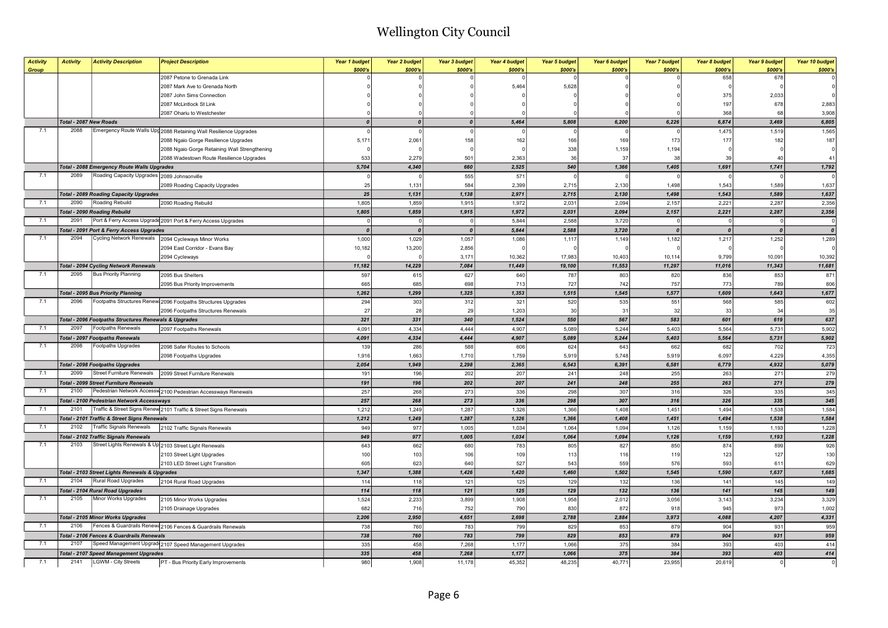# Wellington City Council

| Activity Group | Activity | Activity Description | Project Description | Year 1 budget $000's | Year 2 budget $000's | Year 3 budget $000's | Year 4 budget $000's | Year 5 budget $000's | Year 6 budget $000's | Year 7 budget $000's | Year 8 budget $000's | Year 9 budget $000's | Year 10 budget $000's |
|---|---|---|---|---|---|---|---|---|---|---|---|---|---|
| | | | 2087 Petone to Grenada Link | 0 | 0 | 0 | 0 | 0 | 0 | 0 | 658 | 678 | 0 |
| | | | 2087 Mark Ave to Grenada North | 0 | 0 | 0 | 5,464 | 5,628 | 0 | 0 | 0 | 0 | 0 |
| | | | 2087 John Sims Connection | 0 | 0 | 0 | 0 | 0 | 0 | 0 | 375 | 2,033 | 0 |
| | | | 2087 McLintlock St Link | 0 | 0 | 0 | 0 | 0 | 0 | 0 | 197 | 678 | 2,883 |
| | | | 2087 Ohariu to Westchester | 0 | 0 | 0 | 0 | 0 | 0 | 0 | 368 | 68 | 3,908 |
| | *Total - 2087 New Roads* | | | *0* | *0* | *0* | *5,464* | *5,808* | *6,200* | *6,226* | *6,874* | *3,469* | *6,805* |
| 7.1 | 2088 | Emergency Route Walls Upg | 2088 Retaining Wall Resilience Upgrades | 0 | 0 | 0 | 0 | 0 | 0 | 0 | 1,475 | 1,519 | 1,565 |
| | | | 2088 Ngaio Gorge Resilience Upgrades | 5,171 | 2,061 | 158 | 162 | 166 | 169 | 173 | 177 | 182 | 187 |
| | | | 2088 Ngaio Gorge Retaining Wall Strengthening | 0 | 0 | 0 | 0 | 338 | 1,159 | 1,194 | 0 | 0 | 0 |
| | | | 2088 Wadestown Route Resilience Upgrades | 533 | 2,279 | 501 | 2,363 | 36 | 37 | 38 | 39 | 40 | 41 |
| | *Total - 2088 Emergency Route Walls Upgrades* | | | *5,704* | *4,340* | *660* | *2,525* | *540* | *1,366* | *1,405* | *1,691* | *1,741* | *1,792* |
| 7.1 | 2089 | Roading Capacity Upgrades | 2089 Johnsonville | 0 | 0 | 555 | 571 | 0 | 0 | 0 | 0 | 0 | 0 |
| | | | 2089 Roading Capacity Upgrades | 25 | 1,131 | 584 | 2,399 | 2,715 | 2,130 | 1,498 | 1,543 | 1,589 | 1,637 |
| | *Total - 2089 Roading Capacity Upgrades* | | | *25* | *1,131* | *1,138* | *2,971* | *2,715* | *2,130* | *1,498* | *1,543* | *1,589* | *1,637* |
| 7.1 | 2090 | Roading Rebuild | 2090 Roading Rebuild | 1,805 | 1,859 | 1,915 | 1,972 | 2,031 | 2,094 | 2,157 | 2,221 | 2,287 | 2,356 |
| | *Total - 2090 Roading Rebuild* | | | *1,805* | *1,859* | *1,915* | *1,972* | *2,031* | *2,094* | *2,157* | *2,221* | *2,287* | *2,356* |
| 7.1 | 2091 | Port & Ferry Access Upgrade | 2091 Port & Ferry Access Upgrades | 0 | 0 | 0 | 5,844 | 2,588 | 3,720 | 0 | 0 | 0 | 0 |
| | *Total - 2091 Port & Ferry Access Upgrades* | | | *0* | *0* | *0* | *5,844* | *2,588* | *3,720* | *0* | *0* | *0* | *0* |
| 7.1 | 2094 | Cycling Network Renewals | 2094 Cycleways Minor Works | 1,000 | 1,029 | 1,057 | 1,086 | 1,117 | 1,149 | 1,182 | 1,217 | 1,252 | 1,289 |
| | | | 2094 East Corridor - Evans Bay | 10,182 | 13,200 | 2,856 | 0 | 0 | 0 | 0 | 0 | 0 | 0 |
| | | | 2094 Cycleways | 0 | 0 | 3,171 | 10,362 | 17,983 | 10,403 | 10,114 | 9,799 | 10,091 | 10,392 |
| | *Total - 2094 Cycling Network Renewals* | | | *11,182* | *14,229* | *7,084* | *11,449* | *19,100* | *11,553* | *11,297* | *11,016* | *11,343* | *11,681* |
| 7.1 | 2095 | Bus Priority Planning | 2095 Bus Shelters | 597 | 615 | 627 | 640 | 787 | 803 | 820 | 836 | 853 | 871 |
| | | | 2095 Bus Priority Improvements | 665 | 685 | 698 | 713 | 727 | 742 | 757 | 773 | 789 | 806 |
| | *Total - 2095 Bus Priority Planning* | | | *1,262* | *1,299* | *1,325* | *1,353* | *1,515* | *1,545* | *1,577* | *1,609* | *1,643* | *1,677* |
| 7.1 | 2096 | Footpaths Structures Renew | 2096 Footpaths Structures Upgrades | 294 | 303 | 312 | 321 | 520 | 535 | 551 | 568 | 585 | 602 |
| | | | 2096 Footpaths Structures Renewals | 27 | 28 | 29 | 1,203 | 30 | 31 | 32 | 33 | 34 | 35 |
| | *Total - 2096 Footpaths Structures Renewals & Upgrades* | | | *321* | *331* | *340* | *1,524* | *550* | *567* | *583* | *601* | *619* | *637* |
| 7.1 | 2097 | Footpaths Renewals | 2097 Footpaths Renewals | 4,091 | 4,334 | 4,444 | 4,907 | 5,089 | 5,244 | 5,403 | 5,564 | 5,731 | 5,902 |
| | *Total - 2097 Footpaths Renewals* | | | *4,091* | *4,334* | *4,444* | *4,907* | *5,089* | *5,244* | *5,403* | *5,564* | *5,731* | *5,902* |
| 7.1 | 2098 | Footpaths Upgrades | 2098 Safer Routes to Schools | 139 | 286 | 588 | 606 | 624 | 643 | 662 | 682 | 702 | 723 |
| | | | 2098 Footpaths Upgrades | 1,916 | 1,663 | 1,710 | 1,759 | 5,919 | 5,748 | 5,919 | 6,097 | 4,229 | 4,355 |
| | *Total - 2098 Footpaths Upgrades* | | | *2,054* | *1,949* | *2,298* | *2,365* | *6,543* | *6,391* | *6,581* | *6,779* | *4,932* | *5,079* |
| 7.1 | 2099 | Street Furniture Renewals | 2099 Street Furniture Renewals | 191 | 196 | 202 | 207 | 241 | 248 | 255 | 263 | 271 | 279 |
| | *Total - 2099 Street Furniture Renewals* | | | *191* | *196* | *202* | *207* | *241* | *248* | *255* | *263* | *271* | *279* |
| 7.1 | 2100 | Pedestrian Network Accessw | 2100 Pedestrian Accessways Renewals | 257 | 268 | 273 | 336 | 298 | 307 | 316 | 326 | 335 | 345 |
| | *Total - 2100 Pedestrian Network Accessways* | | | *257* | *268* | *273* | *336* | *298* | *307* | *316* | *326* | *335* | *345* |
| 7.1 | 2101 | Traffic & Street Signs Renew | 2101 Traffic & Street Signs Renewals | 1,212 | 1,249 | 1,287 | 1,326 | 1,366 | 1,408 | 1,451 | 1,494 | 1,538 | 1,584 |
| | *Total - 2101 Traffic & Street Signs Renewals* | | | *1,212* | *1,249* | *1,287* | *1,326* | *1,366* | *1,408* | *1,451* | *1,494* | *1,538* | *1,584* |
| 7.1 | 2102 | Traffic Signals Renewals | 2102 Traffic Signals Renewals | 949 | 977 | 1,005 | 1,034 | 1,064 | 1,094 | 1,126 | 1,159 | 1,193 | 1,228 |
| | *Total - 2102 Traffic Signals Renewals* | | | *949* | *977* | *1,005* | *1,034* | *1,064* | *1,094* | *1,126* | *1,159* | *1,193* | *1,228* |
| 7.1 | 2103 | Street Lights Renewals & Up | 2103 Street Light Renewals | 643 | 662 | 680 | 783 | 805 | 827 | 850 | 874 | 899 | 926 |
| | | | 2103 Street Light Upgrades | 100 | 103 | 106 | 109 | 113 | 116 | 119 | 123 | 127 | 130 |
| | | | 2103 LED Street Light Transition | 605 | 623 | 640 | 527 | 543 | 559 | 576 | 593 | 611 | 629 |
| | *Total - 2103 Street Lights Renewals & Upgrades* | | | *1,347* | *1,388* | *1,426* | *1,420* | *1,460* | *1,502* | *1,545* | *1,590* | *1,637* | *1,685* |
| 7.1 | 2104 | Rural Road Upgrades | 2104 Rural Road Upgrades | 114 | 118 | 121 | 125 | 129 | 132 | 136 | 141 | 145 | 149 |
| | *Total - 2104 Rural Road Upgrades* | | | *114* | *118* | *121* | *125* | *129* | *132* | *136* | *141* | *145* | *149* |
| 7.1 | 2105 | Minor Works Upgrades | 2105 Minor Works Upgrades | 1,524 | 2,233 | 3,899 | 1,908 | 1,958 | 2,012 | 3,056 | 3,143 | 3,234 | 3,329 |
| | | | 2105 Drainage Upgrades | 682 | 716 | 752 | 790 | 830 | 872 | 918 | 945 | 973 | 1,002 |
| | *Total - 2105 Minor Works Upgrades* | | | *2,206* | *2,950* | *4,651* | *2,698* | *2,788* | *2,884* | *3,973* | *4,088* | *4,207* | *4,331* |
| 7.1 | 2106 | Fences & Guardrails Renewa | 2106 Fences & Guardrails Renewals | 738 | 760 | 783 | 799 | 829 | 853 | 879 | 904 | 931 | 959 |
| | *Total - 2106 Fences & Guardrails Renewals* | | | *738* | *760* | *783* | *799* | *829* | *853* | *879* | *904* | *931* | *959* |
| 7.1 | 2107 | Speed Management Upgrad | 2107 Speed Management Upgrades | 335 | 458 | 7,268 | 1,177 | 1,066 | 375 | 384 | 393 | 403 | 414 |
| | *Total - 2107 Speed Management Upgrades* | | | *335* | *458* | *7,268* | *1,177* | *1,066* | *375* | *384* | *393* | *403* | *414* |
| 7.1 | 2141 | LGWM - City Streets | PT - Bus Priority Early Improvements | 980 | 1,908 | 11,178 | 45,352 | 48,235 | 40,771 | 23,955 | 20,619 | 0 | 0 |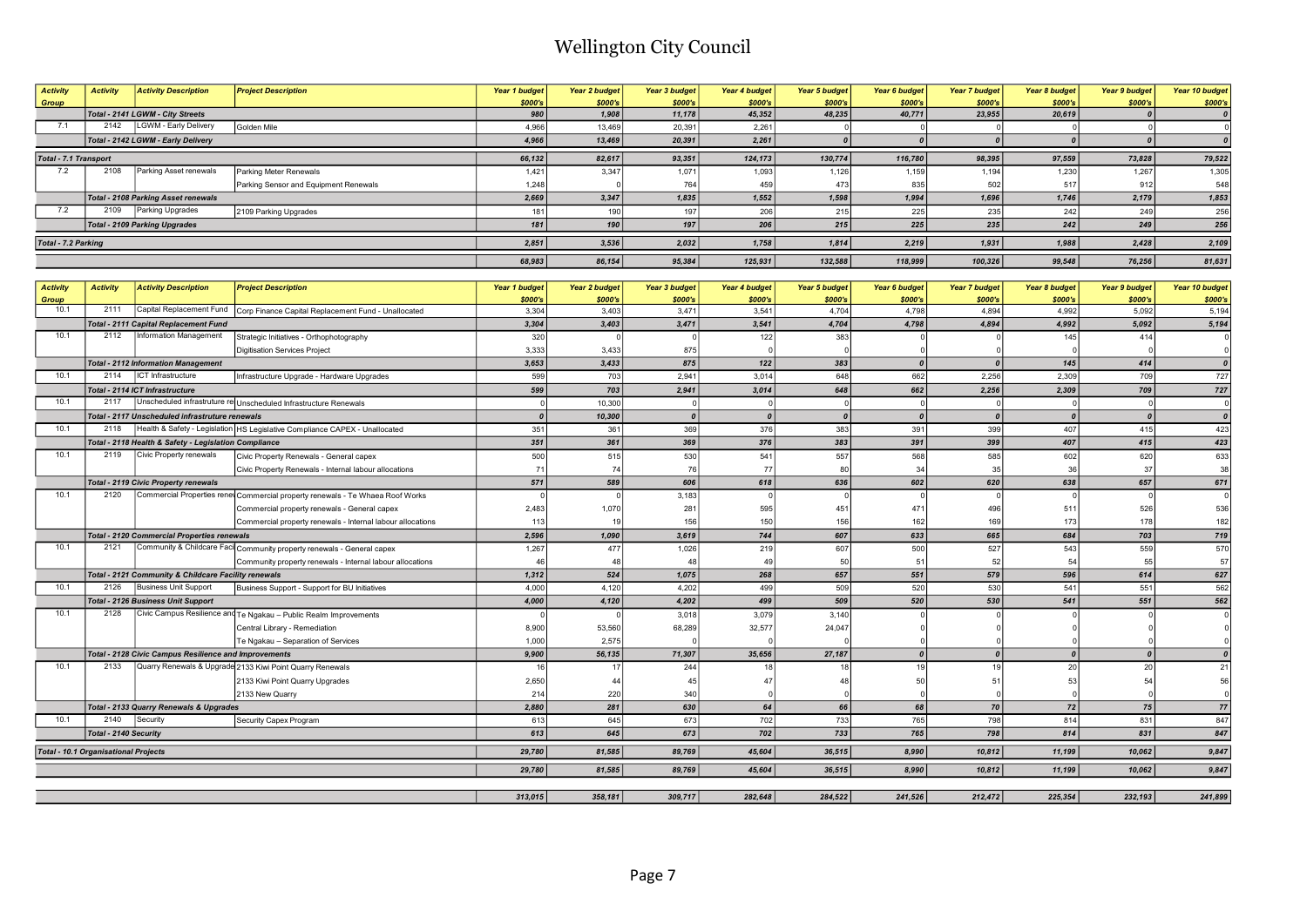# Wellington City Council

| Activity Group | Activity | Activity Description | Project Description | Year 1 budget $000's | Year 2 budget $000's | Year 3 budget $000's | Year 4 budget $000's | Year 5 budget $000's | Year 6 budget $000's | Year 7 budget $000's | Year 8 budget $000's | Year 9 budget $000's | Year 10 budget $000's |
|---|---|---|---|---|---|---|---|---|---|---|---|---|---|
| | Total - 2141 LGWM - City Streets | | | 980 | 1,908 | 11,178 | 45,352 | 48,235 | 40,771 | 23,955 | 20,619 | 0 | 0 |
| 7.1 | 2142 | LGWM - Early Delivery | Golden Mile | 4,966 | 13,469 | 20,391 | 2,261 | 0 | 0 | 0 | 0 | 0 | 0 |
| | Total - 2142 LGWM - Early Delivery | | | 4,966 | 13,469 | 20,391 | 2,261 | 0 | 0 | 0 | 0 | 0 | 0 |
| Total - 7.1 Transport | | | | 66,132 | 82,617 | 93,351 | 124,173 | 130,774 | 116,780 | 98,395 | 97,559 | 73,828 | 79,522 |
| 7.2 | 2108 | Parking Asset renewals | Parking Meter Renewals | 1,421 | 3,347 | 1,071 | 1,093 | 1,126 | 1,159 | 1,194 | 1,230 | 1,267 | 1,305 |
| | | | Parking Sensor and Equipment Renewals | 1,248 | 0 | 764 | 459 | 473 | 835 | 502 | 517 | 912 | 548 |
| | Total - 2108 Parking Asset renewals | | | 2,669 | 3,347 | 1,835 | 1,552 | 1,598 | 1,994 | 1,696 | 1,746 | 2,179 | 1,853 |
| 7.2 | 2109 | Parking Upgrades | 2109 Parking Upgrades | 181 | 190 | 197 | 206 | 215 | 225 | 235 | 242 | 249 | 256 |
| | Total - 2109 Parking Upgrades | | | 181 | 190 | 197 | 206 | 215 | 225 | 235 | 242 | 249 | 256 |
| Total - 7.2 Parking | | | | 2,851 | 3,536 | 2,032 | 1,758 | 1,814 | 2,219 | 1,931 | 1,988 | 2,428 | 2,109 |
| | | | | 68,983 | 86,154 | 95,384 | 125,931 | 132,588 | 118,999 | 100,326 | 99,548 | 76,256 | 81,631 |

| Activity Group | Activity | Activity Description | Project Description | Year 1 budget $000's | Year 2 budget $000's | Year 3 budget $000's | Year 4 budget $000's | Year 5 budget $000's | Year 6 budget $000's | Year 7 budget $000's | Year 8 budget $000's | Year 9 budget $000's | Year 10 budget $000's |
|---|---|---|---|---|---|---|---|---|---|---|---|---|---|
| 10.1 | 2111 | Capital Replacement Fund | Corp Finance Capital Replacement Fund - Unallocated | 3,304 | 3,403 | 3,471 | 3,541 | 4,704 | 4,798 | 4,894 | 4,992 | 5,092 | 5,194 |
| | Total - 2111 Capital Replacement Fund | | | 3,304 | 3,403 | 3,471 | 3,541 | 4,704 | 4,798 | 4,894 | 4,992 | 5,092 | 5,194 |
| 10.1 | 2112 | Information Management | Strategic Initiatives - Orthophotography | 320 | 0 | 0 | 122 | 383 | 0 | 0 | 145 | 414 | 0 |
| | | | Digitisation Services Project | 3,333 | 3,433 | 875 | 0 | 0 | 0 | 0 | 0 | 0 | 0 |
| | Total - 2112 Information Management | | | 3,653 | 3,433 | 875 | 122 | 383 | 0 | 0 | 145 | 414 | 0 |
| 10.1 | 2114 | ICT Infrastructure | Infrastructure Upgrade - Hardware Upgrades | 599 | 703 | 2,941 | 3,014 | 648 | 662 | 2,256 | 2,309 | 709 | 727 |
| | Total - 2114 ICT Infrastructure | | | 599 | 703 | 2,941 | 3,014 | 648 | 662 | 2,256 | 2,309 | 709 | 727 |
| 10.1 | 2117 | Unscheduled infrastruture re | Unscheduled Infrastructure Renewals | 0 | 10,300 | 0 | 0 | 0 | 0 | 0 | 0 | 0 | 0 |
| | Total - 2117 Unscheduled infrastructure renewals | | | 0 | 10,300 | 0 | 0 | 0 | 0 | 0 | 0 | 0 | 0 |
| 10.1 | 2118 | Health & Safety - Legislation | HS Legislative Compliance CAPEX - Unallocated | 351 | 361 | 369 | 376 | 383 | 391 | 399 | 407 | 415 | 423 |
| | Total - 2118 Health & Safety - Legislation Compliance | | | 351 | 361 | 369 | 376 | 383 | 391 | 399 | 407 | 415 | 423 |
| 10.1 | 2119 | Civic Property renewals | Civic Property Renewals - General capex | 500 | 515 | 530 | 541 | 557 | 568 | 585 | 602 | 620 | 633 |
| | | | Civic Property Renewals - Internal labour allocations | 71 | 74 | 76 | 77 | 80 | 34 | 35 | 36 | 37 | 38 |
| | Total - 2119 Civic Property renewals | | | 571 | 589 | 606 | 618 | 636 | 602 | 620 | 638 | 657 | 671 |
| 10.1 | 2120 | Commercial Properties rene | Commercial property renewals - Te Whaea Roof Works | 0 | 0 | 3,183 | 0 | 0 | 0 | 0 | 0 | 0 | 0 |
| | | | Commercial property renewals - General capex | 2,483 | 1,070 | 281 | 595 | 451 | 471 | 496 | 511 | 526 | 536 |
| | | | Commercial property renewals - Internal labour allocations | 113 | 19 | 156 | 150 | 156 | 162 | 169 | 173 | 178 | 182 |
| | Total - 2120 Commercial Properties renewals | | | 2,596 | 1,090 | 3,619 | 744 | 607 | 633 | 665 | 684 | 703 | 719 |
| 10.1 | 2121 | Community & Childcare Faci | Community property renewals - General capex | 1,267 | 477 | 1,026 | 219 | 607 | 500 | 527 | 543 | 559 | 570 |
| | | | Community property renewals - Internal labour allocations | 46 | 48 | 48 | 49 | 50 | 51 | 52 | 54 | 55 | 57 |
| | Total - 2121 Community & Childcare Facility renewals | | | 1,312 | 524 | 1,075 | 268 | 657 | 551 | 579 | 596 | 614 | 627 |
| 10.1 | 2126 | Business Unit Support | Business Support - Support for BU Initiatives | 4,000 | 4,120 | 4,202 | 499 | 509 | 520 | 530 | 541 | 551 | 562 |
| | Total - 2126 Business Unit Support | | | 4,000 | 4,120 | 4,202 | 499 | 509 | 520 | 530 | 541 | 551 | 562 |
| 10.1 | 2128 | Civic Campus Resilience and | Te Ngakau – Public Realm Improvements | 0 | 0 | 3,018 | 3,079 | 3,140 | 0 | 0 | 0 | 0 | 0 |
| | | | Central Library - Remediation | 8,900 | 53,560 | 68,289 | 32,577 | 24,047 | 0 | 0 | 0 | 0 | 0 |
| | | | Te Ngakau – Separation of Services | 1,000 | 2,575 | 0 | 0 | 0 | 0 | 0 | 0 | 0 | 0 |
| | Total - 2128 Civic Campus Resilience and Improvements | | | 9,900 | 56,135 | 71,307 | 35,656 | 27,187 | 0 | 0 | 0 | 0 | 0 |
| 10.1 | 2133 | Quarry Renewals & Upgrade | 2133 Kiwi Point Quarry Renewals | 16 | 17 | 244 | 18 | 18 | 19 | 19 | 20 | 20 | 21 |
| | | | 2133 Kiwi Point Quarry Upgrades | 2,650 | 44 | 45 | 47 | 48 | 50 | 51 | 53 | 54 | 56 |
| | | | 2133 New Quarry | 214 | 220 | 340 | 0 | 0 | 0 | 0 | 0 | 0 | 0 |
| | Total - 2133 Quarry Renewals & Upgrades | | | 2,880 | 281 | 630 | 64 | 66 | 68 | 70 | 72 | 75 | 77 |
| 10.1 | 2140 | Security | Security Capex Program | 613 | 645 | 673 | 702 | 733 | 765 | 798 | 814 | 831 | 847 |
| | Total - 2140 Security | | | 613 | 645 | 673 | 702 | 733 | 765 | 798 | 814 | 831 | 847 |
| Total - 10.1 Organisational Projects | | | | 29,780 | 81,585 | 89,769 | 45,604 | 36,515 | 8,990 | 10,812 | 11,199 | 10,062 | 9,847 |
| | | | | 29,780 | 81,585 | 89,769 | 45,604 | 36,515 | 8,990 | 10,812 | 11,199 | 10,062 | 9,847 |
| | | | | 313,015 | 358,181 | 309,717 | 282,648 | 284,522 | 241,526 | 212,472 | 225,354 | 232,193 | 241,899 |